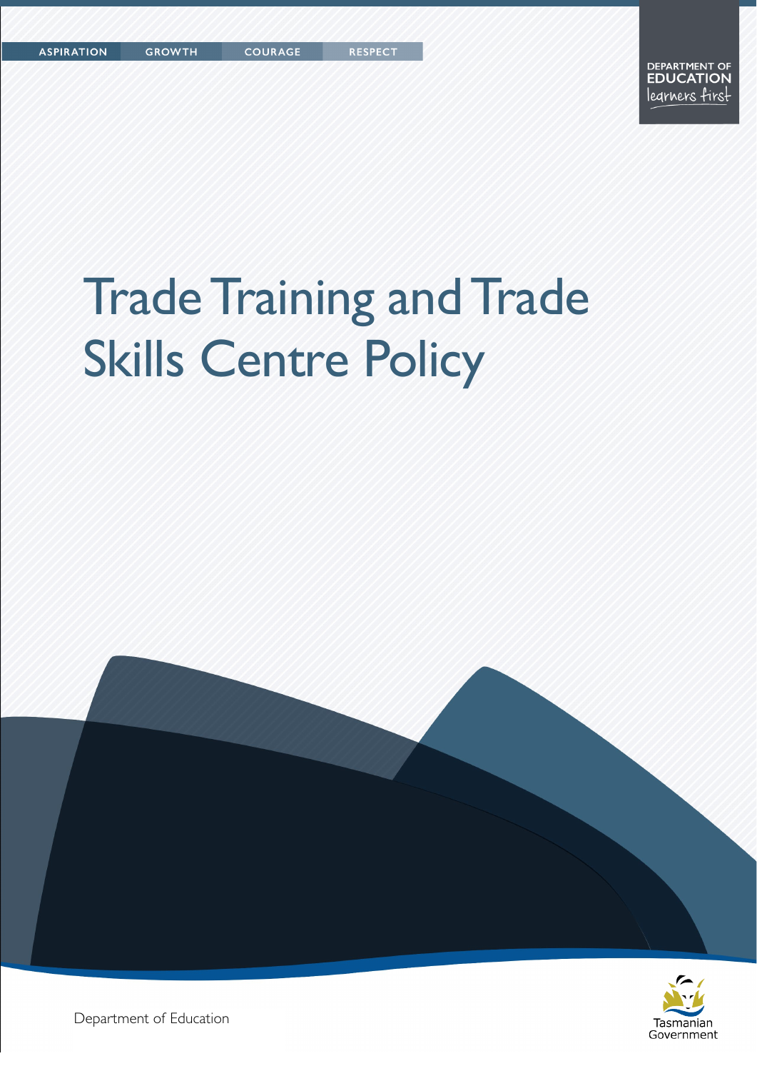ASPIRATION GROWTH COURAGE RESPECT

DEPARTMENT OF EDUCATION
learners first

# Trade Training and Trade Skills Centre Policy

Department of Education

Tasmanian Government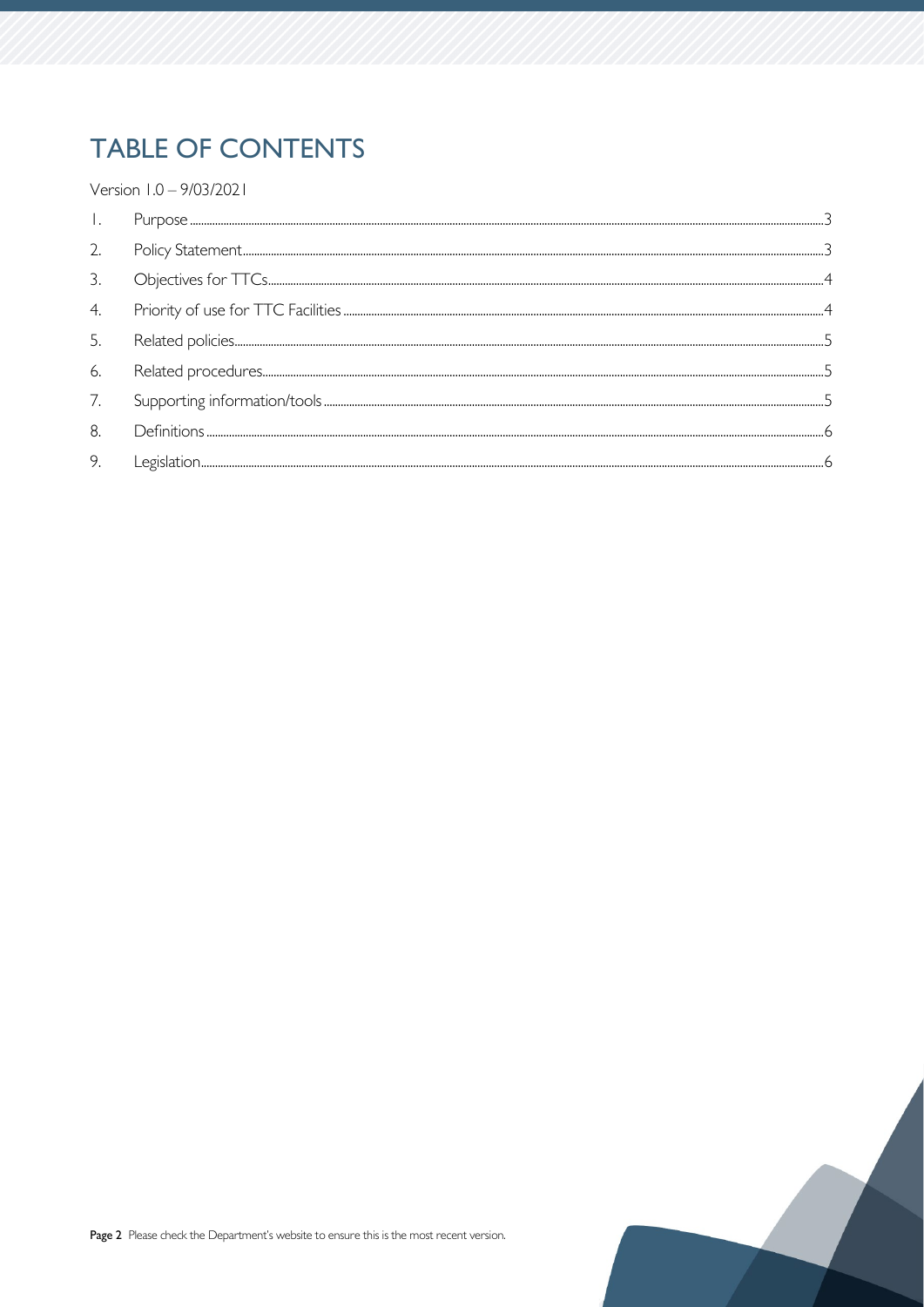# TABLE OF CONTENTS

Version 1.0 – 9/03/2021

1. Purpose ..... 3
2. Policy Statement ..... 3
3. Objectives for TTCs ..... 4
4. Priority of use for TTC Facilities ..... 4
5. Related policies ..... 5
6. Related procedures ..... 5
7. Supporting information/tools ..... 5
8. Definitions ..... 6
9. Legislation ..... 6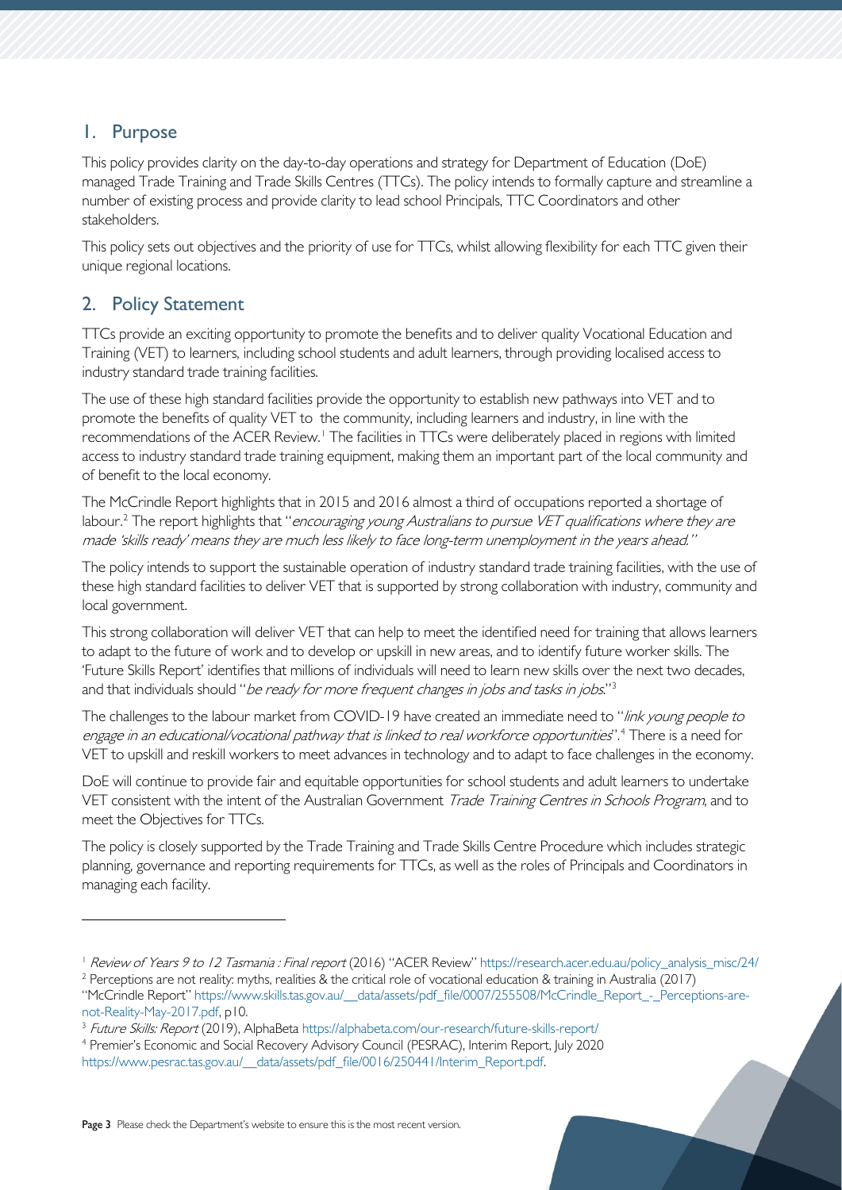## 1. Purpose

This policy provides clarity on the day-to-day operations and strategy for Department of Education (DoE) managed Trade Training and Trade Skills Centres (TTCs). The policy intends to formally capture and streamline a number of existing process and provide clarity to lead school Principals, TTC Coordinators and other stakeholders.

This policy sets out objectives and the priority of use for TTCs, whilst allowing flexibility for each TTC given their unique regional locations.

## 2. Policy Statement

TTCs provide an exciting opportunity to promote the benefits and to deliver quality Vocational Education and Training (VET) to learners, including school students and adult learners, through providing localised access to industry standard trade training facilities.

The use of these high standard facilities provide the opportunity to establish new pathways into VET and to promote the benefits of quality VET to the community, including learners and industry, in line with the recommendations of the ACER Review.[1] The facilities in TTCs were deliberately placed in regions with limited access to industry standard trade training equipment, making them an important part of the local community and of benefit to the local economy.

The McCrindle Report highlights that in 2015 and 2016 almost a third of occupations reported a shortage of labour.[2] The report highlights that "*encouraging young Australians to pursue VET qualifications where they are made 'skills ready' means they are much less likely to face long-term unemployment in the years ahead.*"

The policy intends to support the sustainable operation of industry standard trade training facilities, with the use of these high standard facilities to deliver VET that is supported by strong collaboration with industry, community and local government.

This strong collaboration will deliver VET that can help to meet the identified need for training that allows learners to adapt to the future of work and to develop or upskill in new areas, and to identify future worker skills. The 'Future Skills Report' identifies that millions of individuals will need to learn new skills over the next two decades, and that individuals should "*be ready for more frequent changes in jobs and tasks in jobs.*"[3]

The challenges to the labour market from COVID-19 have created an immediate need to "*link young people to engage in an educational/vocational pathway that is linked to real workforce opportunities*".[4] There is a need for VET to upskill and reskill workers to meet advances in technology and to adapt to face challenges in the economy.

DoE will continue to provide fair and equitable opportunities for school students and adult learners to undertake VET consistent with the intent of the Australian Government *Trade Training Centres in Schools Program*, and to meet the Objectives for TTCs.

The policy is closely supported by the Trade Training and Trade Skills Centre Procedure which includes strategic planning, governance and reporting requirements for TTCs, as well as the roles of Principals and Coordinators in managing each facility.

---

[1] *Review of Years 9 to 12 Tasmania : Final report* (2016) "ACER Review" https://research.acer.edu.au/policy_analysis_misc/24/

[2] Perceptions are not reality: myths, realities & the critical role of vocational education & training in Australia (2017) "McCrindle Report" https://www.skills.tas.gov.au/__data/assets/pdf_file/0007/255508/McCrindle_Report_-_Perceptions-are-not-Reality-May-2017.pdf, p10.

[3] *Future Skills: Report* (2019), AlphaBeta https://alphabeta.com/our-research/future-skills-report/

[4] Premier's Economic and Social Recovery Advisory Council (PESRAC), Interim Report, July 2020 https://www.pesrac.tas.gov.au/__data/assets/pdf_file/0016/250441/Interim_Report.pdf.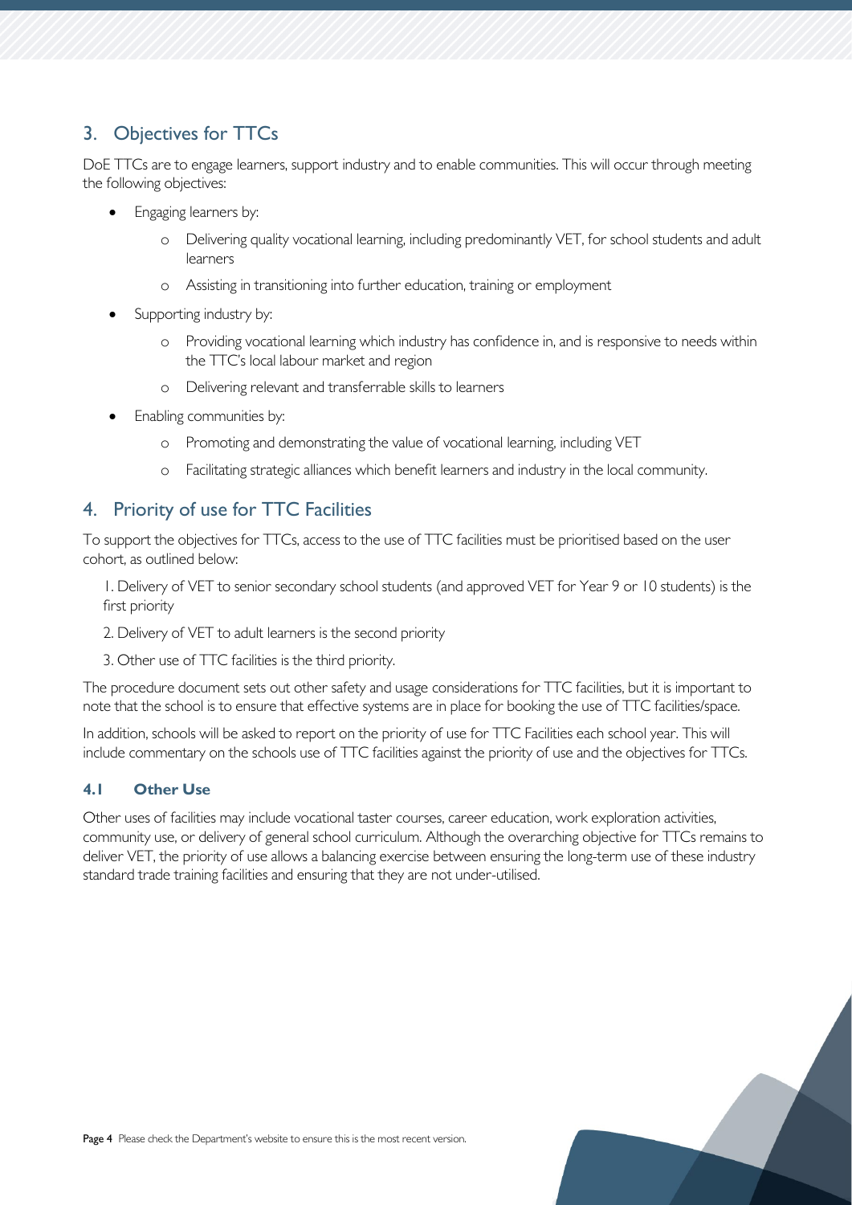## 3. Objectives for TTCs

DoE TTCs are to engage learners, support industry and to enable communities. This will occur through meeting the following objectives:

- Engaging learners by:
  - Delivering quality vocational learning, including predominantly VET, for school students and adult learners
  - Assisting in transitioning into further education, training or employment
- Supporting industry by:
  - Providing vocational learning which industry has confidence in, and is responsive to needs within the TTC's local labour market and region
  - Delivering relevant and transferrable skills to learners
- Enabling communities by:
  - Promoting and demonstrating the value of vocational learning, including VET
  - Facilitating strategic alliances which benefit learners and industry in the local community.

## 4. Priority of use for TTC Facilities

To support the objectives for TTCs, access to the use of TTC facilities must be prioritised based on the user cohort, as outlined below:

1. Delivery of VET to senior secondary school students (and approved VET for Year 9 or 10 students) is the first priority
2. Delivery of VET to adult learners is the second priority
3. Other use of TTC facilities is the third priority.

The procedure document sets out other safety and usage considerations for TTC facilities, but it is important to note that the school is to ensure that effective systems are in place for booking the use of TTC facilities/space.

In addition, schools will be asked to report on the priority of use for TTC Facilities each school year. This will include commentary on the schools use of TTC facilities against the priority of use and the objectives for TTCs.

### 4.1 Other Use

Other uses of facilities may include vocational taster courses, career education, work exploration activities, community use, or delivery of general school curriculum. Although the overarching objective for TTCs remains to deliver VET, the priority of use allows a balancing exercise between ensuring the long-term use of these industry standard trade training facilities and ensuring that they are not under-utilised.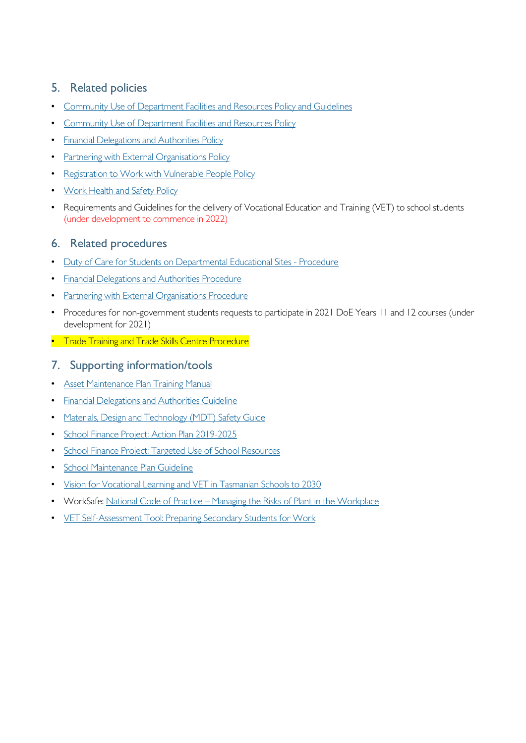## 5. Related policies

- Community Use of Department Facilities and Resources Policy and Guidelines
- Community Use of Department Facilities and Resources Policy
- Financial Delegations and Authorities Policy
- Partnering with External Organisations Policy
- Registration to Work with Vulnerable People Policy
- Work Health and Safety Policy
- Requirements and Guidelines for the delivery of Vocational Education and Training (VET) to school students (under development to commence in 2022)

## 6. Related procedures

- Duty of Care for Students on Departmental Educational Sites - Procedure
- Financial Delegations and Authorities Procedure
- Partnering with External Organisations Procedure
- Procedures for non-government students requests to participate in 2021 DoE Years 11 and 12 courses (under development for 2021)
- Trade Training and Trade Skills Centre Procedure

## 7. Supporting information/tools

- Asset Maintenance Plan Training Manual
- Financial Delegations and Authorities Guideline
- Materials, Design and Technology (MDT) Safety Guide
- School Finance Project: Action Plan 2019-2025
- School Finance Project: Targeted Use of School Resources
- School Maintenance Plan Guideline
- Vision for Vocational Learning and VET in Tasmanian Schools to 2030
- WorkSafe: National Code of Practice – Managing the Risks of Plant in the Workplace
- VET Self-Assessment Tool: Preparing Secondary Students for Work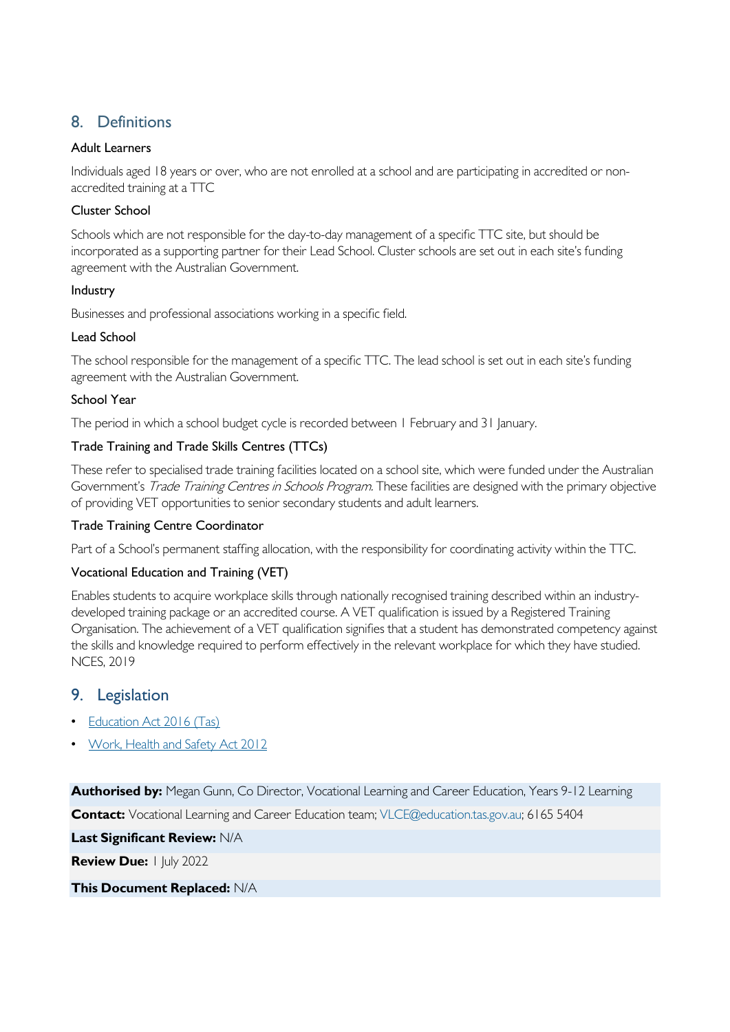## 8. Definitions

### Adult Learners

Individuals aged 18 years or over, who are not enrolled at a school and are participating in accredited or non-accredited training at a TTC

### Cluster School

Schools which are not responsible for the day-to-day management of a specific TTC site, but should be incorporated as a supporting partner for their Lead School. Cluster schools are set out in each site's funding agreement with the Australian Government.

### Industry

Businesses and professional associations working in a specific field.

### Lead School

The school responsible for the management of a specific TTC. The lead school is set out in each site's funding agreement with the Australian Government.

### School Year

The period in which a school budget cycle is recorded between 1 February and 31 January.

### Trade Training and Trade Skills Centres (TTCs)

These refer to specialised trade training facilities located on a school site, which were funded under the Australian Government's *Trade Training Centres in Schools Program*. These facilities are designed with the primary objective of providing VET opportunities to senior secondary students and adult learners.

### Trade Training Centre Coordinator

Part of a School's permanent staffing allocation, with the responsibility for coordinating activity within the TTC.

### Vocational Education and Training (VET)

Enables students to acquire workplace skills through nationally recognised training described within an industry-developed training package or an accredited course. A VET qualification is issued by a Registered Training Organisation. The achievement of a VET qualification signifies that a student has demonstrated competency against the skills and knowledge required to perform effectively in the relevant workplace for which they have studied. NCES, 2019

## 9. Legislation

- Education Act 2016 (Tas)
- Work, Health and Safety Act 2012

**Authorised by:** Megan Gunn, Co Director, Vocational Learning and Career Education, Years 9-12 Learning

**Contact:** Vocational Learning and Career Education team; VLCE@education.tas.gov.au; 6165 5404

**Last Significant Review:** N/A

**Review Due:** 1 July 2022

**This Document Replaced:** N/A